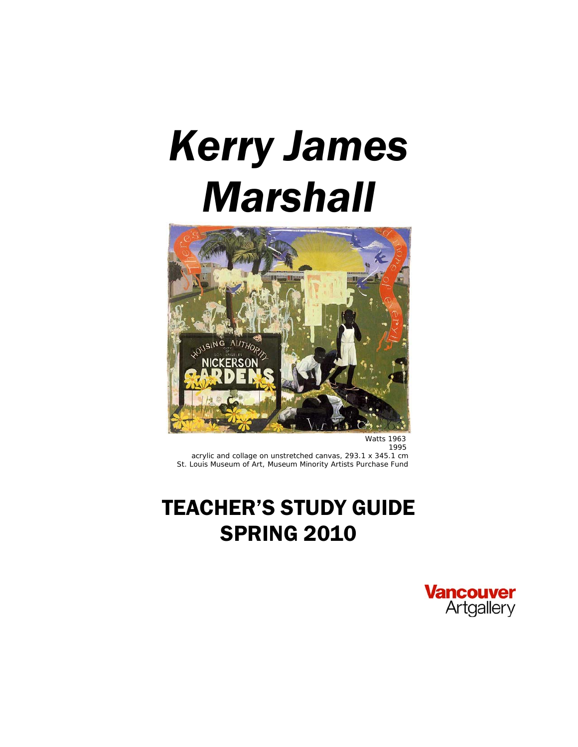# *Kerry James Marshall*

Watts 1963
1995
acrylic and collage on unstretched canvas, 293.1 x 345.1 cm
St. Louis Museum of Art, Museum Minority Artists Purchase Fund

## TEACHER'S STUDY GUIDE
## SPRING 2010

Vancouver Artgallery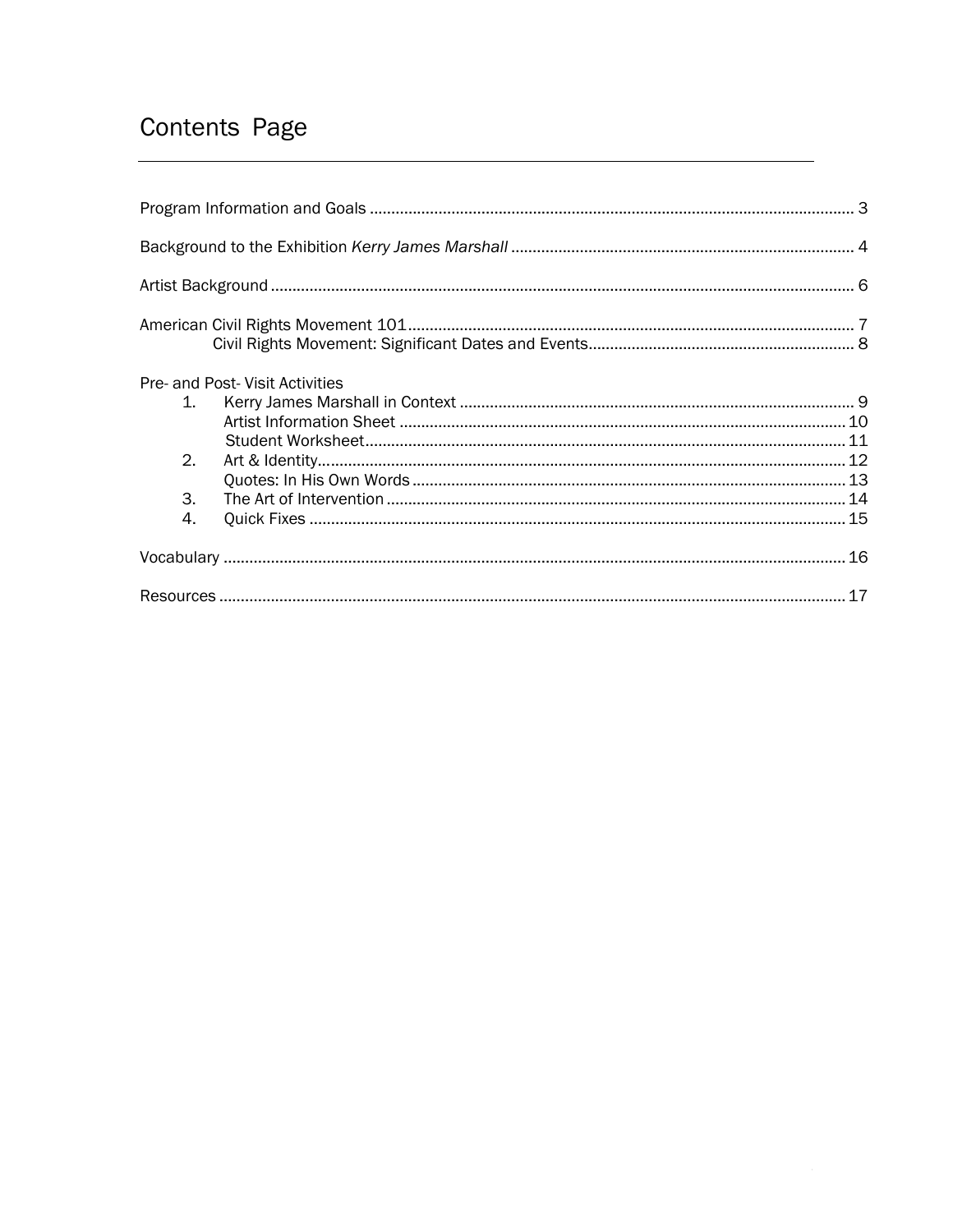# Contents Page

Program Information and Goals ........ 3

Background to the Exhibition *Kerry James Marshall* ........ 4

Artist Background ........ 6

American Civil Rights Movement 101 ........ 7
- Civil Rights Movement: Significant Dates and Events ........ 8

Pre- and Post- Visit Activities
1. Kerry James Marshall in Context ........ 9
   - Artist Information Sheet ........ 10
   - Student Worksheet ........ 11
2. Art & Identity ........ 12
   - Quotes: In His Own Words ........ 13
3. The Art of Intervention ........ 14
4. Quick Fixes ........ 15

Vocabulary ........ 16

Resources ........ 17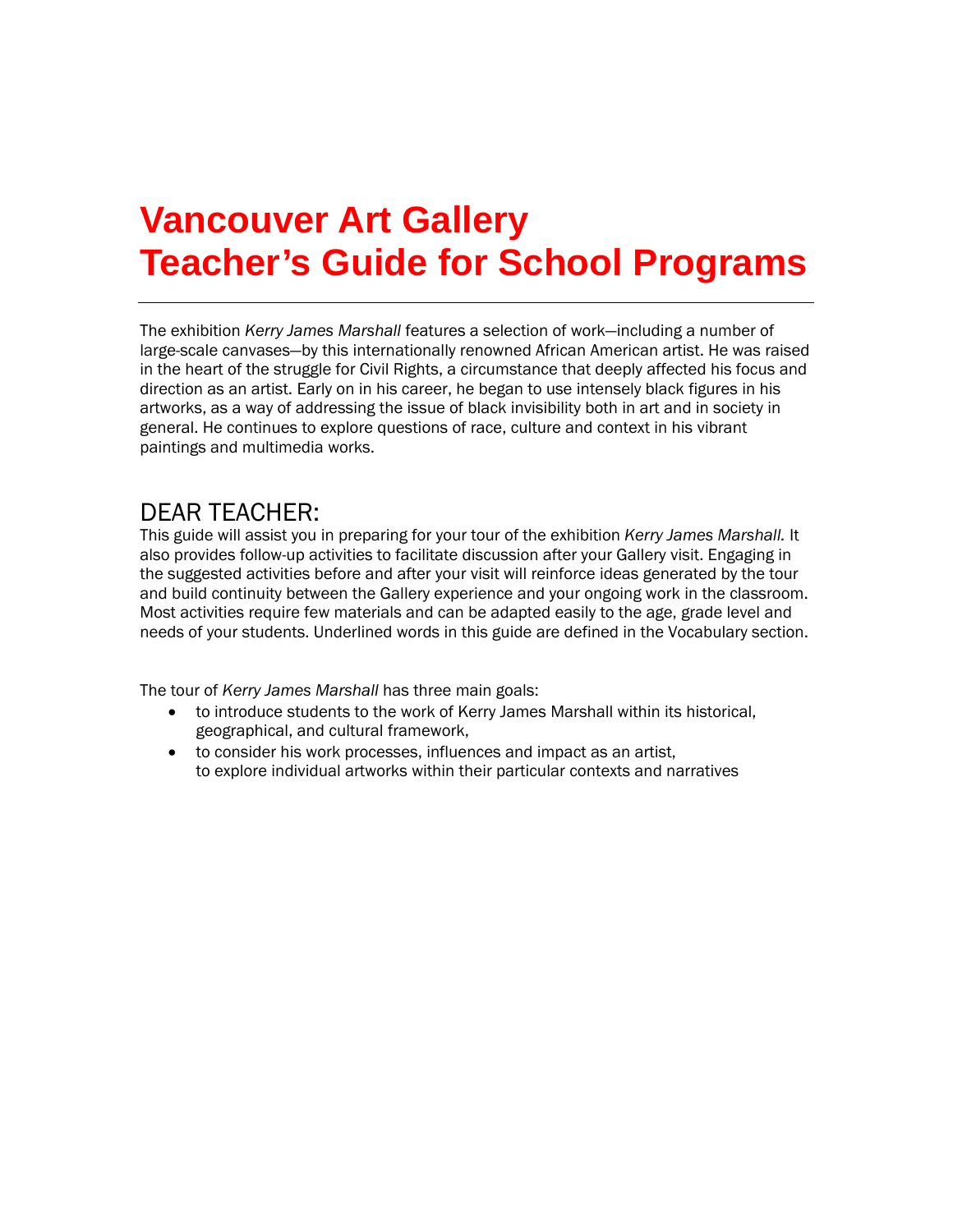# Vancouver Art Gallery
# Teacher's Guide for School Programs

---

The exhibition *Kerry James Marshall* features a selection of work—including a number of large-scale canvases—by this internationally renowned African American artist. He was raised in the heart of the struggle for Civil Rights, a circumstance that deeply affected his focus and direction as an artist. Early on in his career, he began to use intensely black figures in his artworks, as a way of addressing the issue of black invisibility both in art and in society in general. He continues to explore questions of race, culture and context in his vibrant paintings and multimedia works.

## DEAR TEACHER:

This guide will assist you in preparing for your tour of the exhibition *Kerry James Marshall.* It also provides follow-up activities to facilitate discussion after your Gallery visit. Engaging in the suggested activities before and after your visit will reinforce ideas generated by the tour and build continuity between the Gallery experience and your ongoing work in the classroom. Most activities require few materials and can be adapted easily to the age, grade level and needs of your students. Underlined words in this guide are defined in the Vocabulary section.

The tour of *Kerry James Marshall* has three main goals:

- to introduce students to the work of Kerry James Marshall within its historical, geographical, and cultural framework,
- to consider his work processes, influences and impact as an artist,
  to explore individual artworks within their particular contexts and narratives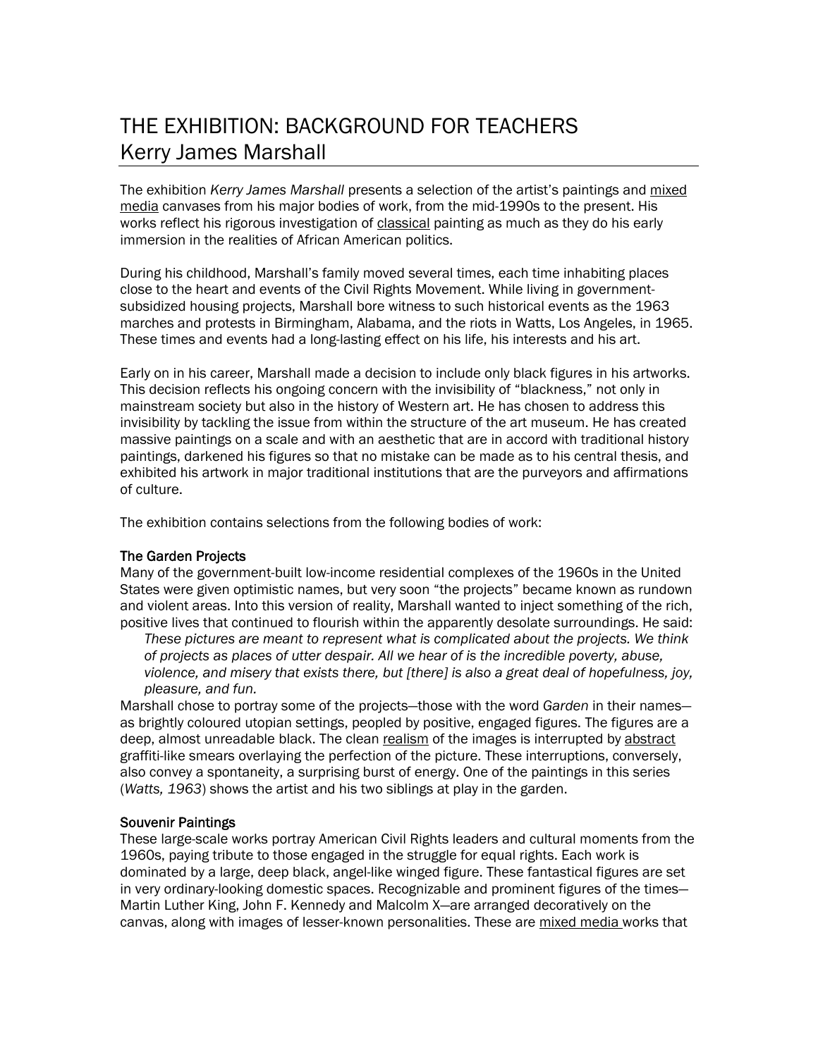# THE EXHIBITION: BACKGROUND FOR TEACHERS
## Kerry James Marshall

The exhibition *Kerry James Marshall* presents a selection of the artist's paintings and mixed media canvases from his major bodies of work, from the mid-1990s to the present. His works reflect his rigorous investigation of classical painting as much as they do his early immersion in the realities of African American politics.

During his childhood, Marshall's family moved several times, each time inhabiting places close to the heart and events of the Civil Rights Movement. While living in government-subsidized housing projects, Marshall bore witness to such historical events as the 1963 marches and protests in Birmingham, Alabama, and the riots in Watts, Los Angeles, in 1965. These times and events had a long-lasting effect on his life, his interests and his art.

Early on in his career, Marshall made a decision to include only black figures in his artworks. This decision reflects his ongoing concern with the invisibility of "blackness," not only in mainstream society but also in the history of Western art. He has chosen to address this invisibility by tackling the issue from within the structure of the art museum. He has created massive paintings on a scale and with an aesthetic that are in accord with traditional history paintings, darkened his figures so that no mistake can be made as to his central thesis, and exhibited his artwork in major traditional institutions that are the purveyors and affirmations of culture.

The exhibition contains selections from the following bodies of work:

### The Garden Projects

Many of the government-built low-income residential complexes of the 1960s in the United States were given optimistic names, but very soon "the projects" became known as rundown and violent areas. Into this version of reality, Marshall wanted to inject something of the rich, positive lives that continued to flourish within the apparently desolate surroundings. He said:

> *These pictures are meant to represent what is complicated about the projects. We think of projects as places of utter despair. All we hear of is the incredible poverty, abuse, violence, and misery that exists there, but [there] is also a great deal of hopefulness, joy, pleasure, and fun.*

Marshall chose to portray some of the projects—those with the word *Garden* in their names—as brightly coloured utopian settings, peopled by positive, engaged figures. The figures are a deep, almost unreadable black. The clean realism of the images is interrupted by abstract graffiti-like smears overlaying the perfection of the picture. These interruptions, conversely, also convey a spontaneity, a surprising burst of energy. One of the paintings in this series (*Watts, 1963*) shows the artist and his two siblings at play in the garden.

### Souvenir Paintings

These large-scale works portray American Civil Rights leaders and cultural moments from the 1960s, paying tribute to those engaged in the struggle for equal rights. Each work is dominated by a large, deep black, angel-like winged figure. These fantastical figures are set in very ordinary-looking domestic spaces. Recognizable and prominent figures of the times—Martin Luther King, John F. Kennedy and Malcolm X—are arranged decoratively on the canvas, along with images of lesser-known personalities. These are mixed media works that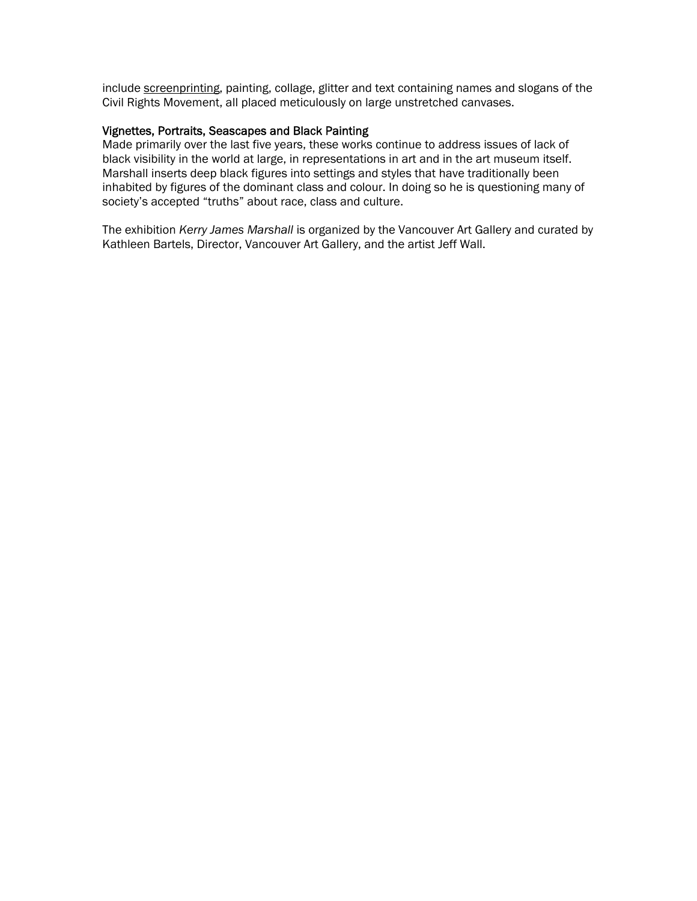include screenprinting, painting, collage, glitter and text containing names and slogans of the Civil Rights Movement, all placed meticulously on large unstretched canvases.

### Vignettes, Portraits, Seascapes and Black Painting

Made primarily over the last five years, these works continue to address issues of lack of black visibility in the world at large, in representations in art and in the art museum itself. Marshall inserts deep black figures into settings and styles that have traditionally been inhabited by figures of the dominant class and colour. In doing so he is questioning many of society's accepted "truths" about race, class and culture.

The exhibition *Kerry James Marshall* is organized by the Vancouver Art Gallery and curated by Kathleen Bartels, Director, Vancouver Art Gallery, and the artist Jeff Wall.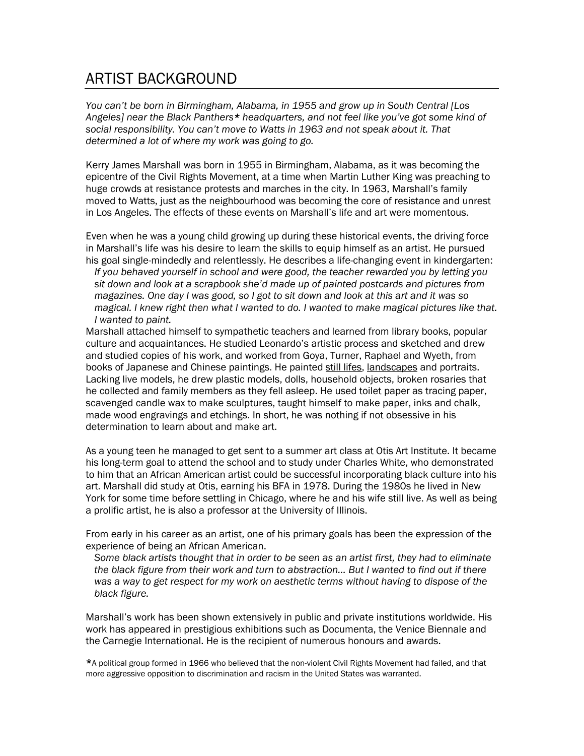# ARTIST BACKGROUND

*You can't be born in Birmingham, Alabama, in 1955 and grow up in South Central [Los Angeles] near the Black Panthers* headquarters, and not feel like you've got some kind of social responsibility. You can't move to Watts in 1963 and not speak about it. That determined a lot of where my work was going to go.*

Kerry James Marshall was born in 1955 in Birmingham, Alabama, as it was becoming the epicentre of the Civil Rights Movement, at a time when Martin Luther King was preaching to huge crowds at resistance protests and marches in the city. In 1963, Marshall's family moved to Watts, just as the neighbourhood was becoming the core of resistance and unrest in Los Angeles. The effects of these events on Marshall's life and art were momentous.

Even when he was a young child growing up during these historical events, the driving force in Marshall's life was his desire to learn the skills to equip himself as an artist. He pursued his goal single-mindedly and relentlessly. He describes a life-changing event in kindergarten:

> *If you behaved yourself in school and were good, the teacher rewarded you by letting you sit down and look at a scrapbook she'd made up of painted postcards and pictures from magazines. One day I was good, so I got to sit down and look at this art and it was so magical. I knew right then what I wanted to do. I wanted to make magical pictures like that. I wanted to paint.*

Marshall attached himself to sympathetic teachers and learned from library books, popular culture and acquaintances. He studied Leonardo's artistic process and sketched and drew and studied copies of his work, and worked from Goya, Turner, Raphael and Wyeth, from books of Japanese and Chinese paintings. He painted still lifes, landscapes and portraits. Lacking live models, he drew plastic models, dolls, household objects, broken rosaries that he collected and family members as they fell asleep. He used toilet paper as tracing paper, scavenged candle wax to make sculptures, taught himself to make paper, inks and chalk, made wood engravings and etchings. In short, he was nothing if not obsessive in his determination to learn about and make art.

As a young teen he managed to get sent to a summer art class at Otis Art Institute. It became his long-term goal to attend the school and to study under Charles White, who demonstrated to him that an African American artist could be successful incorporating black culture into his art. Marshall did study at Otis, earning his BFA in 1978. During the 1980s he lived in New York for some time before settling in Chicago, where he and his wife still live. As well as being a prolific artist, he is also a professor at the University of Illinois.

From early in his career as an artist, one of his primary goals has been the expression of the experience of being an African American.

> *Some black artists thought that in order to be seen as an artist first, they had to eliminate the black figure from their work and turn to abstraction… But I wanted to find out if there was a way to get respect for my work on aesthetic terms without having to dispose of the black figure.*

Marshall's work has been shown extensively in public and private institutions worldwide. His work has appeared in prestigious exhibitions such as Documenta, the Venice Biennale and the Carnegie International. He is the recipient of numerous honours and awards.

*A political group formed in 1966 who believed that the non-violent Civil Rights Movement had failed, and that more aggressive opposition to discrimination and racism in the United States was warranted.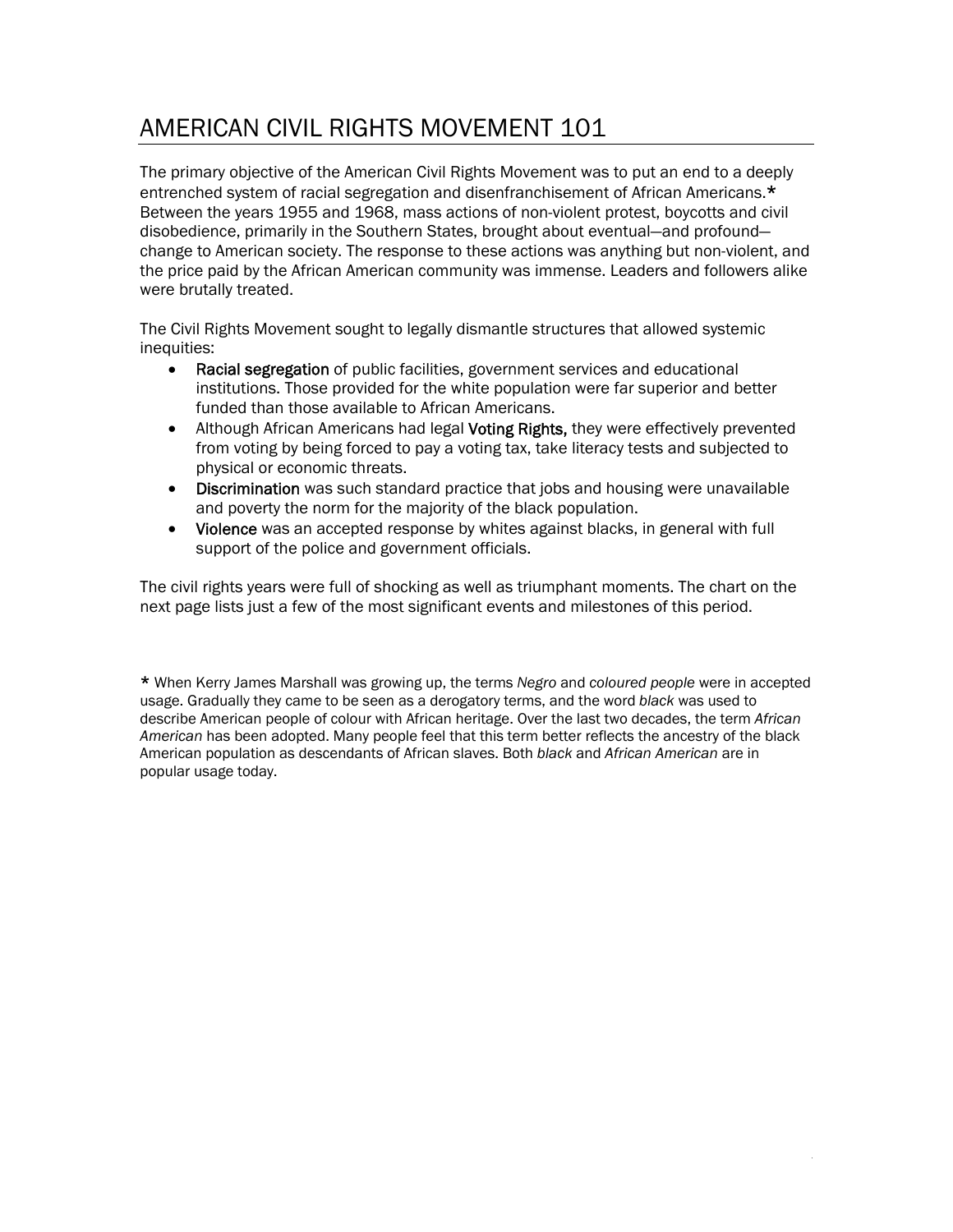# AMERICAN CIVIL RIGHTS MOVEMENT 101

The primary objective of the American Civil Rights Movement was to put an end to a deeply entrenched system of racial segregation and disenfranchisement of African Americans.* Between the years 1955 and 1968, mass actions of non-violent protest, boycotts and civil disobedience, primarily in the Southern States, brought about eventual—and profound—change to American society. The response to these actions was anything but non-violent, and the price paid by the African American community was immense. Leaders and followers alike were brutally treated.

The Civil Rights Movement sought to legally dismantle structures that allowed systemic inequities:

- **Racial segregation** of public facilities, government services and educational institutions. Those provided for the white population were far superior and better funded than those available to African Americans.
- Although African Americans had legal **Voting Rights,** they were effectively prevented from voting by being forced to pay a voting tax, take literacy tests and subjected to physical or economic threats.
- **Discrimination** was such standard practice that jobs and housing were unavailable and poverty the norm for the majority of the black population.
- **Violence** was an accepted response by whites against blacks, in general with full support of the police and government officials.

The civil rights years were full of shocking as well as triumphant moments. The chart on the next page lists just a few of the most significant events and milestones of this period.

* When Kerry James Marshall was growing up, the terms *Negro* and *coloured people* were in accepted usage. Gradually they came to be seen as a derogatory terms, and the word *black* was used to describe American people of colour with African heritage. Over the last two decades, the term *African American* has been adopted. Many people feel that this term better reflects the ancestry of the black American population as descendants of African slaves. Both *black* and *African American* are in popular usage today.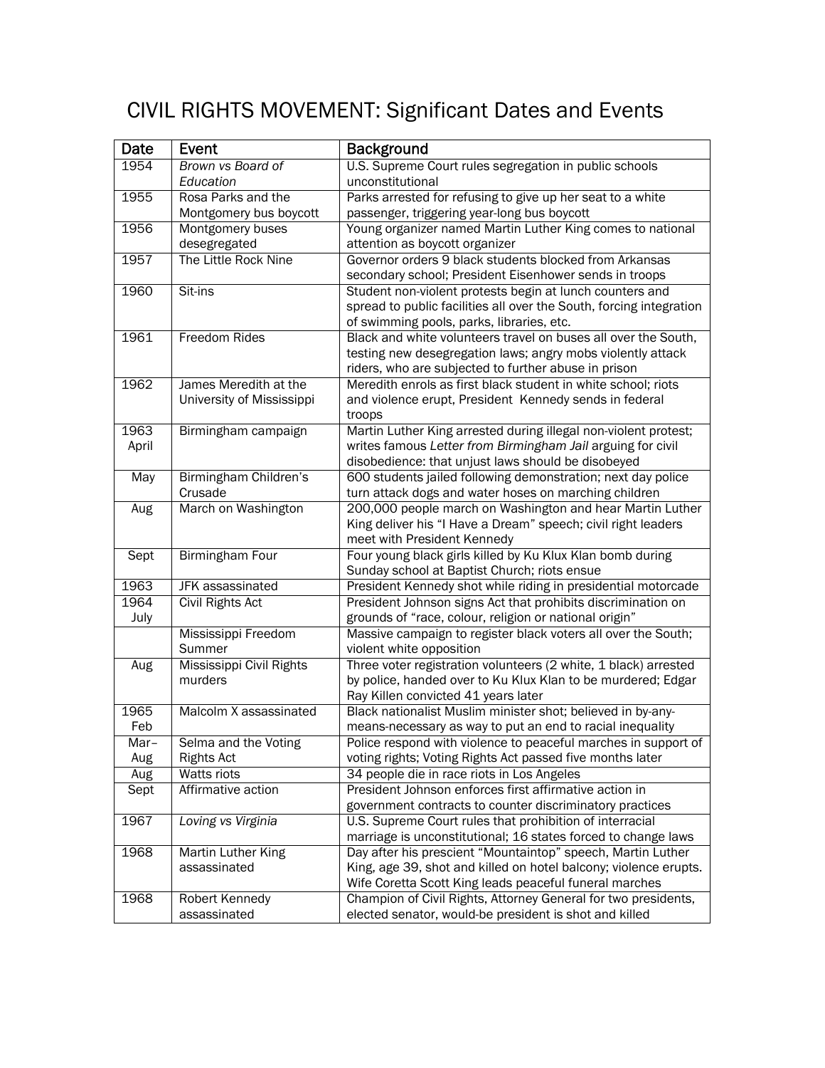# CIVIL RIGHTS MOVEMENT: Significant Dates and Events

| Date | Event | Background |
|---|---|---|
| 1954 | *Brown vs Board of Education* | U.S. Supreme Court rules segregation in public schools unconstitutional |
| 1955 | Rosa Parks and the Montgomery bus boycott | Parks arrested for refusing to give up her seat to a white passenger, triggering year-long bus boycott |
| 1956 | Montgomery buses desegregated | Young organizer named Martin Luther King comes to national attention as boycott organizer |
| 1957 | The Little Rock Nine | Governor orders 9 black students blocked from Arkansas secondary school; President Eisenhower sends in troops |
| 1960 | Sit-ins | Student non-violent protests begin at lunch counters and spread to public facilities all over the South, forcing integration of swimming pools, parks, libraries, etc. |
| 1961 | Freedom Rides | Black and white volunteers travel on buses all over the South, testing new desegregation laws; angry mobs violently attack riders, who are subjected to further abuse in prison |
| 1962 | James Meredith at the University of Mississippi | Meredith enrols as first black student in white school; riots and violence erupt, President Kennedy sends in federal troops |
| 1963 April | Birmingham campaign | Martin Luther King arrested during illegal non-violent protest; writes famous *Letter from Birmingham Jail* arguing for civil disobedience: that unjust laws should be disobeyed |
| May | Birmingham Children's Crusade | 600 students jailed following demonstration; next day police turn attack dogs and water hoses on marching children |
| Aug | March on Washington | 200,000 people march on Washington and hear Martin Luther King deliver his "I Have a Dream" speech; civil right leaders meet with President Kennedy |
| Sept | Birmingham Four | Four young black girls killed by Ku Klux Klan bomb during Sunday school at Baptist Church; riots ensue |
| 1963 | JFK assassinated | President Kennedy shot while riding in presidential motorcade |
| 1964 July | Civil Rights Act | President Johnson signs Act that prohibits discrimination on grounds of "race, colour, religion or national origin" |
| | Mississippi Freedom Summer | Massive campaign to register black voters all over the South; violent white opposition |
| Aug | Mississippi Civil Rights murders | Three voter registration volunteers (2 white, 1 black) arrested by police, handed over to Ku Klux Klan to be murdered; Edgar Ray Killen convicted 41 years later |
| 1965 Feb | Malcolm X assassinated | Black nationalist Muslim minister shot; believed in by-any-means-necessary as way to put an end to racial inequality |
| Mar–Aug | Selma and the Voting Rights Act | Police respond with violence to peaceful marches in support of voting rights; Voting Rights Act passed five months later |
| Aug | Watts riots | 34 people die in race riots in Los Angeles |
| Sept | Affirmative action | President Johnson enforces first affirmative action in government contracts to counter discriminatory practices |
| 1967 | *Loving vs Virginia* | U.S. Supreme Court rules that prohibition of interracial marriage is unconstitutional; 16 states forced to change laws |
| 1968 | Martin Luther King assassinated | Day after his prescient "Mountaintop" speech, Martin Luther King, age 39, shot and killed on hotel balcony; violence erupts. Wife Coretta Scott King leads peaceful funeral marches |
| 1968 | Robert Kennedy assassinated | Champion of Civil Rights, Attorney General for two presidents, elected senator, would-be president is shot and killed |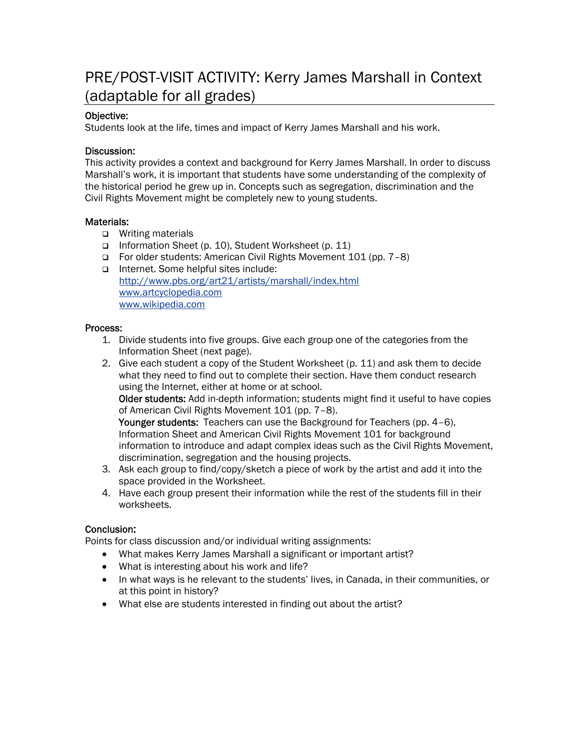# PRE/POST-VISIT ACTIVITY: Kerry James Marshall in Context (adaptable for all grades)

**Objective:**
Students look at the life, times and impact of Kerry James Marshall and his work.

**Discussion:**
This activity provides a context and background for Kerry James Marshall. In order to discuss Marshall's work, it is important that students have some understanding of the complexity of the historical period he grew up in. Concepts such as segregation, discrimination and the Civil Rights Movement might be completely new to young students.

**Materials:**

- Writing materials
- Information Sheet (p. 10), Student Worksheet (p. 11)
- For older students: American Civil Rights Movement 101 (pp. 7–8)
- Internet. Some helpful sites include:
  http://www.pbs.org/art21/artists/marshall/index.html
  www.artcyclopedia.com
  www.wikipedia.com

**Process:**

1. Divide students into five groups. Give each group one of the categories from the Information Sheet (next page).
2. Give each student a copy of the Student Worksheet (p. 11) and ask them to decide what they need to find out to complete their section. Have them conduct research using the Internet, either at home or at school.
   **Older students:** Add in-depth information; students might find it useful to have copies of American Civil Rights Movement 101 (pp. 7–8).
   **Younger students:** Teachers can use the Background for Teachers (pp. 4–6), Information Sheet and American Civil Rights Movement 101 for background information to introduce and adapt complex ideas such as the Civil Rights Movement, discrimination, segregation and the housing projects.
3. Ask each group to find/copy/sketch a piece of work by the artist and add it into the space provided in the Worksheet.
4. Have each group present their information while the rest of the students fill in their worksheets.

**Conclusion:**
Points for class discussion and/or individual writing assignments:

- What makes Kerry James Marshall a significant or important artist?
- What is interesting about his work and life?
- In what ways is he relevant to the students' lives, in Canada, in their communities, or at this point in history?
- What else are students interested in finding out about the artist?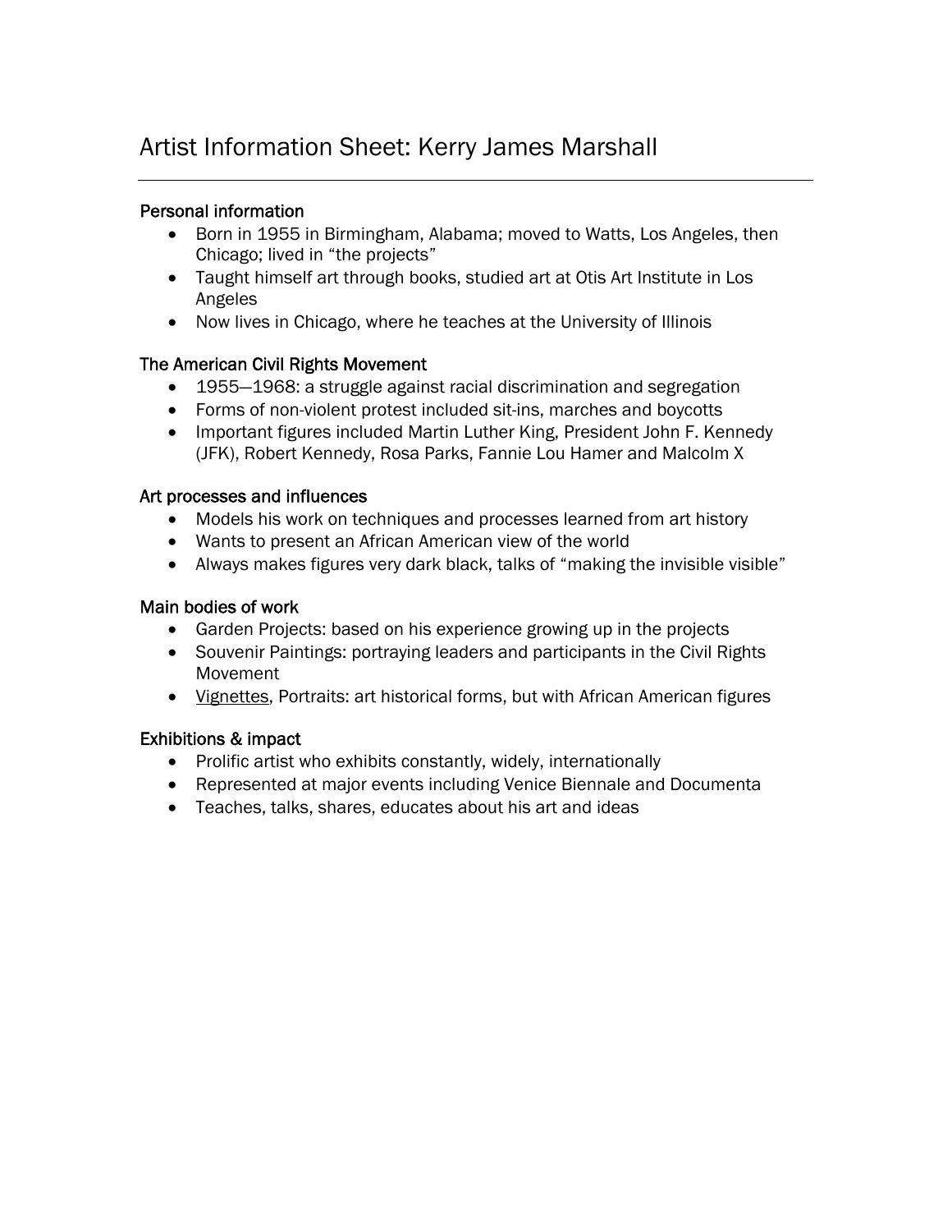# Artist Information Sheet: Kerry James Marshall

---

### Personal information

- Born in 1955 in Birmingham, Alabama; moved to Watts, Los Angeles, then Chicago; lived in “the projects”
- Taught himself art through books, studied art at Otis Art Institute in Los Angeles
- Now lives in Chicago, where he teaches at the University of Illinois

### The American Civil Rights Movement

- 1955—1968: a struggle against racial discrimination and segregation
- Forms of non-violent protest included sit-ins, marches and boycotts
- Important figures included Martin Luther King, President John F. Kennedy (JFK), Robert Kennedy, Rosa Parks, Fannie Lou Hamer and Malcolm X

### Art processes and influences

- Models his work on techniques and processes learned from art history
- Wants to present an African American view of the world
- Always makes figures very dark black, talks of “making the invisible visible”

### Main bodies of work

- Garden Projects: based on his experience growing up in the projects
- Souvenir Paintings: portraying leaders and participants in the Civil Rights Movement
- <u>Vignettes</u>, Portraits: art historical forms, but with African American figures

### Exhibitions & impact

- Prolific artist who exhibits constantly, widely, internationally
- Represented at major events including Venice Biennale and Documenta
- Teaches, talks, shares, educates about his art and ideas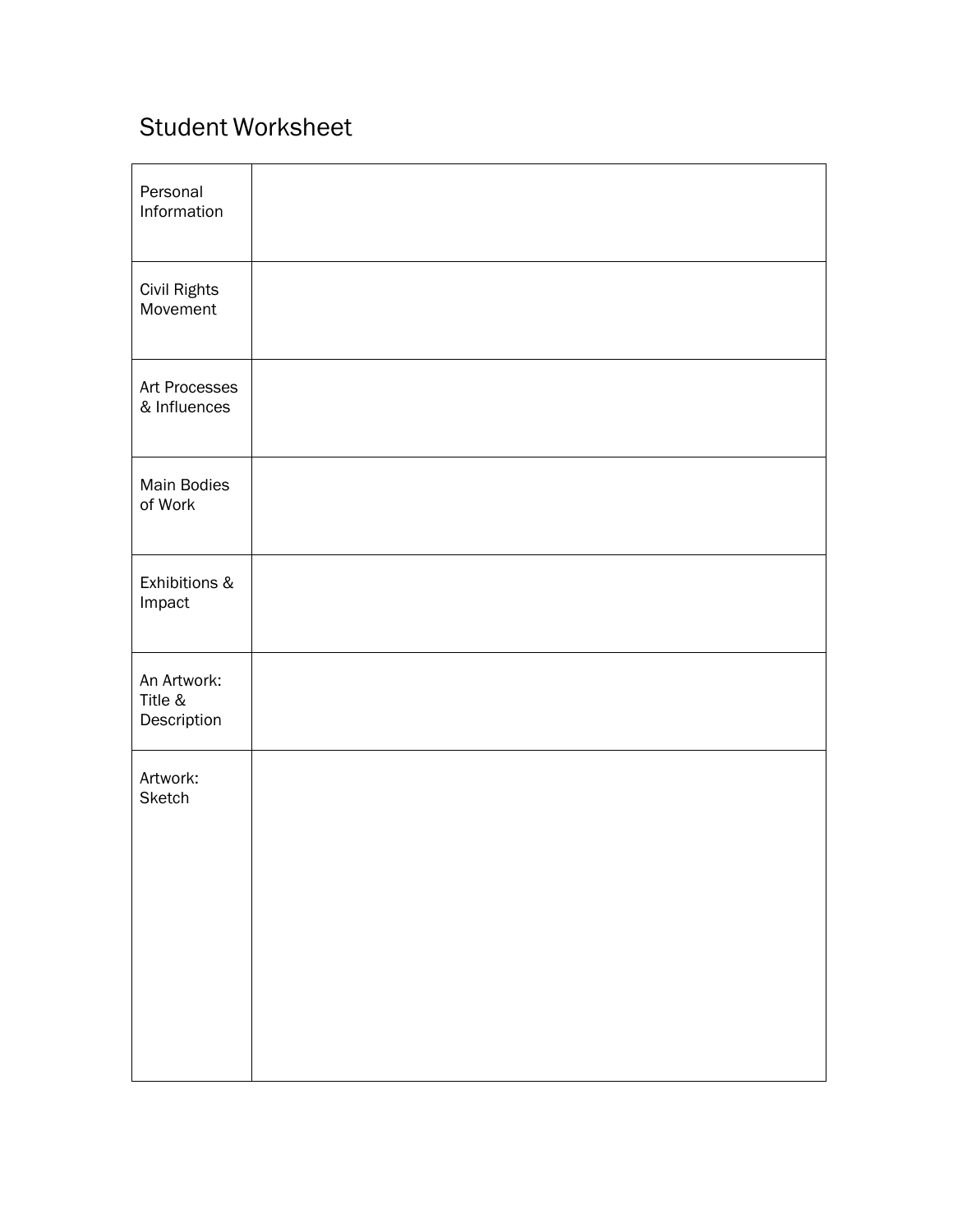# Student Worksheet

| | |
|---|---|
| Personal Information | |
| Civil Rights Movement | |
| Art Processes & Influences | |
| Main Bodies of Work | |
| Exhibitions & Impact | |
| An Artwork: Title & Description | |
| Artwork: Sketch | |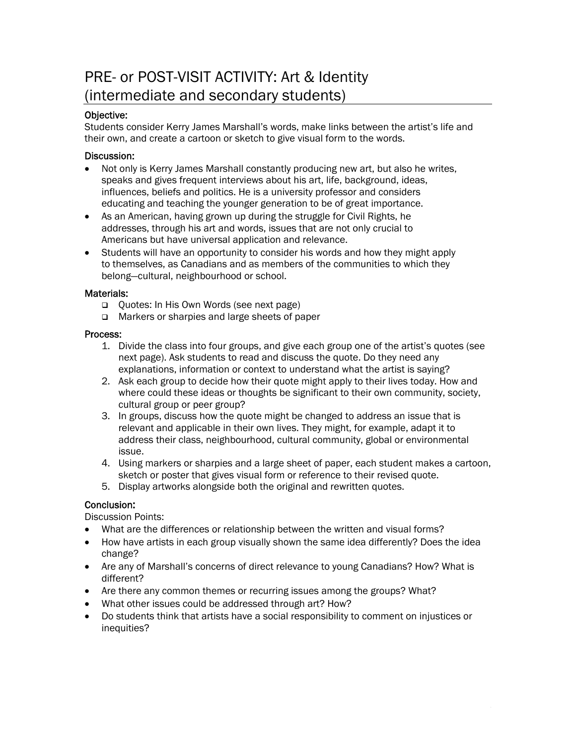# PRE- or POST-VISIT ACTIVITY: Art & Identity (intermediate and secondary students)

### Objective:

Students consider Kerry James Marshall's words, make links between the artist's life and their own, and create a cartoon or sketch to give visual form to the words.

### Discussion:

- Not only is Kerry James Marshall constantly producing new art, but also he writes, speaks and gives frequent interviews about his art, life, background, ideas, influences, beliefs and politics. He is a university professor and considers educating and teaching the younger generation to be of great importance.
- As an American, having grown up during the struggle for Civil Rights, he addresses, through his art and words, issues that are not only crucial to Americans but have universal application and relevance.
- Students will have an opportunity to consider his words and how they might apply to themselves, as Canadians and as members of the communities to which they belong—cultural, neighbourhood or school.

### Materials:

- ❑ Quotes: In His Own Words (see next page)
- ❑ Markers or sharpies and large sheets of paper

### Process:

1. Divide the class into four groups, and give each group one of the artist's quotes (see next page). Ask students to read and discuss the quote. Do they need any explanations, information or context to understand what the artist is saying?
2. Ask each group to decide how their quote might apply to their lives today. How and where could these ideas or thoughts be significant to their own community, society, cultural group or peer group?
3. In groups, discuss how the quote might be changed to address an issue that is relevant and applicable in their own lives. They might, for example, adapt it to address their class, neighbourhood, cultural community, global or environmental issue.
4. Using markers or sharpies and a large sheet of paper, each student makes a cartoon, sketch or poster that gives visual form or reference to their revised quote.
5. Display artworks alongside both the original and rewritten quotes.

### Conclusion:

Discussion Points:

- What are the differences or relationship between the written and visual forms?
- How have artists in each group visually shown the same idea differently? Does the idea change?
- Are any of Marshall's concerns of direct relevance to young Canadians? How? What is different?
- Are there any common themes or recurring issues among the groups? What?
- What other issues could be addressed through art? How?
- Do students think that artists have a social responsibility to comment on injustices or inequities?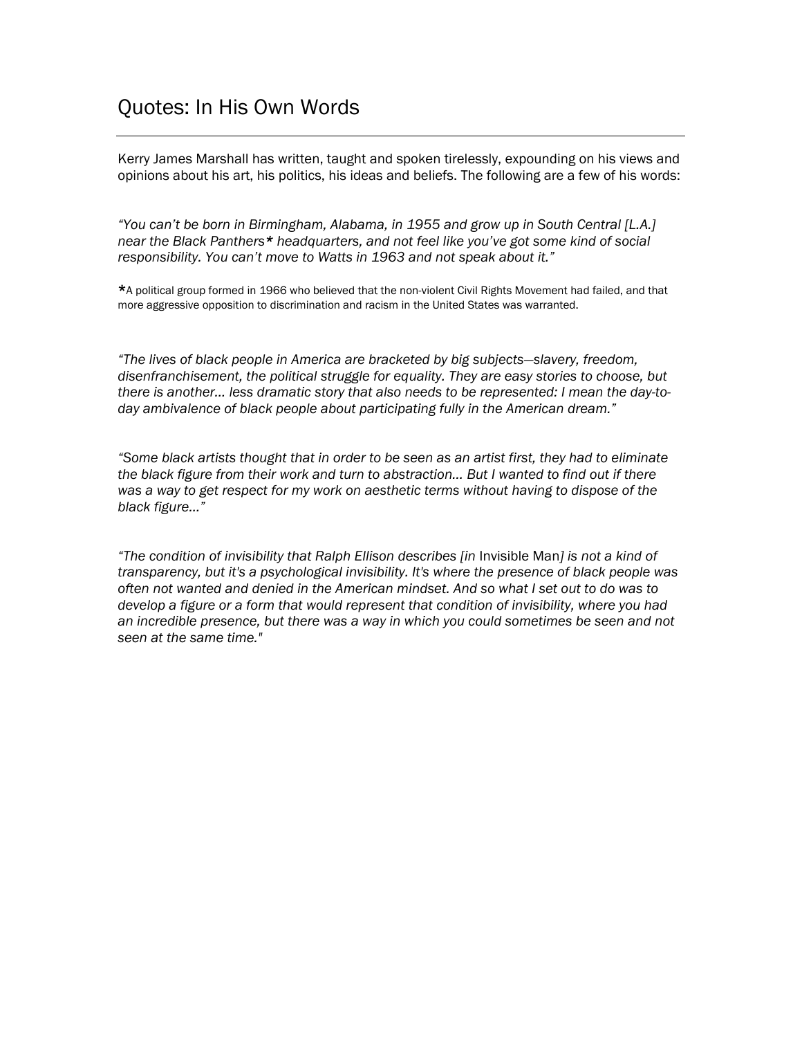# Quotes: In His Own Words

Kerry James Marshall has written, taught and spoken tirelessly, expounding on his views and opinions about his art, his politics, his ideas and beliefs. The following are a few of his words:

*"You can't be born in Birmingham, Alabama, in 1955 and grow up in South Central [L.A.] near the Black Panthers* headquarters, and not feel like you've got some kind of social responsibility. You can't move to Watts in 1963 and not speak about it."*

*A political group formed in 1966 who believed that the non-violent Civil Rights Movement had failed, and that more aggressive opposition to discrimination and racism in the United States was warranted.

*"The lives of black people in America are bracketed by big subjects—slavery, freedom, disenfranchisement, the political struggle for equality. They are easy stories to choose, but there is another… less dramatic story that also needs to be represented: I mean the day-to-day ambivalence of black people about participating fully in the American dream."*

*"Some black artists thought that in order to be seen as an artist first, they had to eliminate the black figure from their work and turn to abstraction… But I wanted to find out if there was a way to get respect for my work on aesthetic terms without having to dispose of the black figure…"*

*"The condition of invisibility that Ralph Ellison describes [in* Invisible Man*] is not a kind of transparency, but it's a psychological invisibility. It's where the presence of black people was often not wanted and denied in the American mindset. And so what I set out to do was to develop a figure or a form that would represent that condition of invisibility, where you had an incredible presence, but there was a way in which you could sometimes be seen and not seen at the same time."*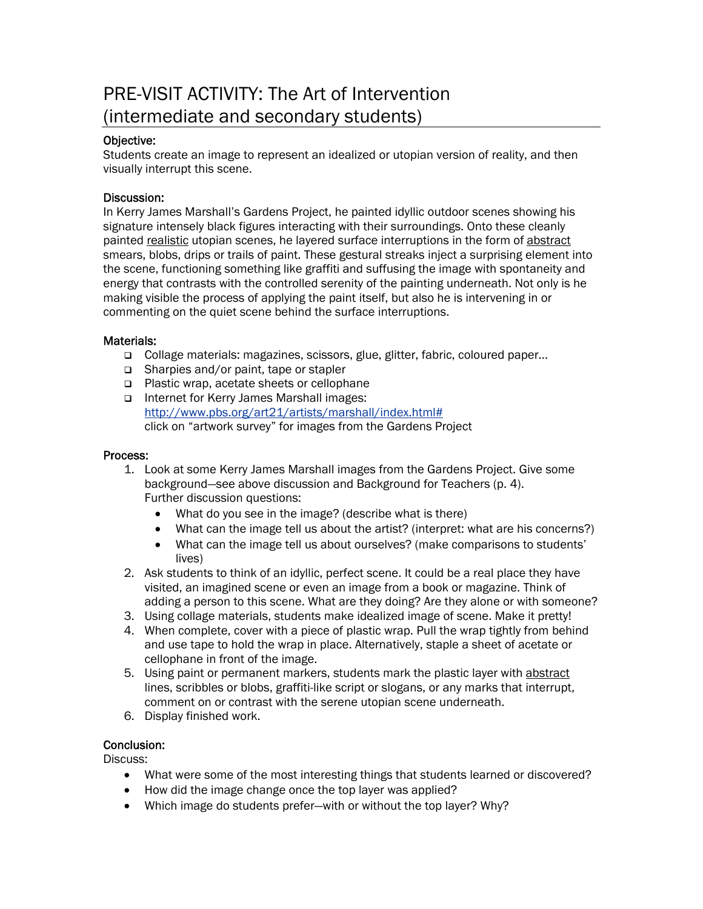# PRE-VISIT ACTIVITY: The Art of Intervention (intermediate and secondary students)

**Objective:**
Students create an image to represent an idealized or utopian version of reality, and then visually interrupt this scene.

**Discussion:**
In Kerry James Marshall's Gardens Project, he painted idyllic outdoor scenes showing his signature intensely black figures interacting with their surroundings. Onto these cleanly painted <u>realistic</u> utopian scenes, he layered surface interruptions in the form of <u>abstract</u> smears, blobs, drips or trails of paint. These gestural streaks inject a surprising element into the scene, functioning something like graffiti and suffusing the image with spontaneity and energy that contrasts with the controlled serenity of the painting underneath. Not only is he making visible the process of applying the paint itself, but also he is intervening in or commenting on the quiet scene behind the surface interruptions.

**Materials:**

- ❑ Collage materials: magazines, scissors, glue, glitter, fabric, coloured paper…
- ❑ Sharpies and/or paint, tape or stapler
- ❑ Plastic wrap, acetate sheets or cellophane
- ❑ Internet for Kerry James Marshall images: [http://www.pbs.org/art21/artists/marshall/index.html#](http://www.pbs.org/art21/artists/marshall/index.html#) click on "artwork survey" for images from the Gardens Project

**Process:**

1. Look at some Kerry James Marshall images from the Gardens Project. Give some background—see above discussion and Background for Teachers (p. 4). Further discussion questions:
   - What do you see in the image? (describe what is there)
   - What can the image tell us about the artist? (interpret: what are his concerns?)
   - What can the image tell us about ourselves? (make comparisons to students' lives)
2. Ask students to think of an idyllic, perfect scene. It could be a real place they have visited, an imagined scene or even an image from a book or magazine. Think of adding a person to this scene. What are they doing? Are they alone or with someone?
3. Using collage materials, students make idealized image of scene. Make it pretty!
4. When complete, cover with a piece of plastic wrap. Pull the wrap tightly from behind and use tape to hold the wrap in place. Alternatively, staple a sheet of acetate or cellophane in front of the image.
5. Using paint or permanent markers, students mark the plastic layer with <u>abstract</u> lines, scribbles or blobs, graffiti-like script or slogans, or any marks that interrupt, comment on or contrast with the serene utopian scene underneath.
6. Display finished work.

**Conclusion:**
Discuss:

- What were some of the most interesting things that students learned or discovered?
- How did the image change once the top layer was applied?
- Which image do students prefer—with or without the top layer? Why?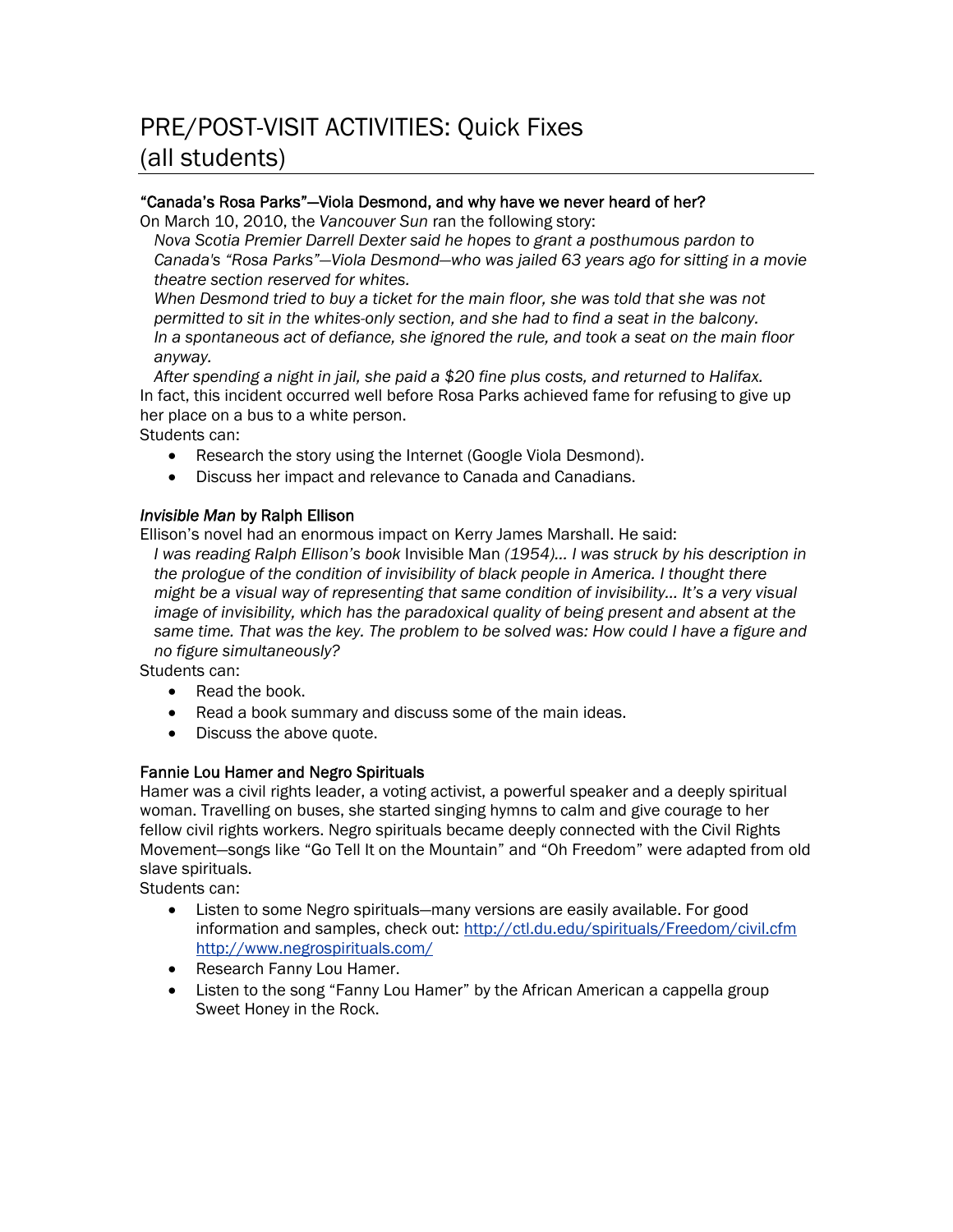# PRE/POST-VISIT ACTIVITIES: Quick Fixes (all students)

**"Canada's Rosa Parks"—Viola Desmond, and why have we never heard of her?**

On March 10, 2010, the *Vancouver Sun* ran the following story:

> *Nova Scotia Premier Darrell Dexter said he hopes to grant a posthumous pardon to Canada's "Rosa Parks"—Viola Desmond—who was jailed 63 years ago for sitting in a movie theatre section reserved for whites.*
> *When Desmond tried to buy a ticket for the main floor, she was told that she was not permitted to sit in the whites-only section, and she had to find a seat in the balcony.*
> *In a spontaneous act of defiance, she ignored the rule, and took a seat on the main floor anyway.*
> *After spending a night in jail, she paid a $20 fine plus costs, and returned to Halifax.*

In fact, this incident occurred well before Rosa Parks achieved fame for refusing to give up her place on a bus to a white person.

Students can:

- Research the story using the Internet (Google Viola Desmond).
- Discuss her impact and relevance to Canada and Canadians.

***Invisible Man*** **by Ralph Ellison**

Ellison's novel had an enormous impact on Kerry James Marshall. He said:

> *I was reading Ralph Ellison's book* Invisible Man *(1954)… I was struck by his description in the prologue of the condition of invisibility of black people in America. I thought there might be a visual way of representing that same condition of invisibility… It's a very visual image of invisibility, which has the paradoxical quality of being present and absent at the same time. That was the key. The problem to be solved was: How could I have a figure and no figure simultaneously?*

Students can:

- Read the book.
- Read a book summary and discuss some of the main ideas.
- Discuss the above quote.

**Fannie Lou Hamer and Negro Spirituals**

Hamer was a civil rights leader, a voting activist, a powerful speaker and a deeply spiritual woman. Travelling on buses, she started singing hymns to calm and give courage to her fellow civil rights workers. Negro spirituals became deeply connected with the Civil Rights Movement—songs like "Go Tell It on the Mountain" and "Oh Freedom" were adapted from old slave spirituals.

Students can:

- Listen to some Negro spirituals—many versions are easily available. For good information and samples, check out: [http://ctl.du.edu/spirituals/Freedom/civil.cfm](http://ctl.du.edu/spirituals/Freedom/civil.cfm) [http://www.negrospirituals.com/](http://www.negrospirituals.com/)
- Research Fanny Lou Hamer.
- Listen to the song "Fanny Lou Hamer" by the African American a cappella group Sweet Honey in the Rock.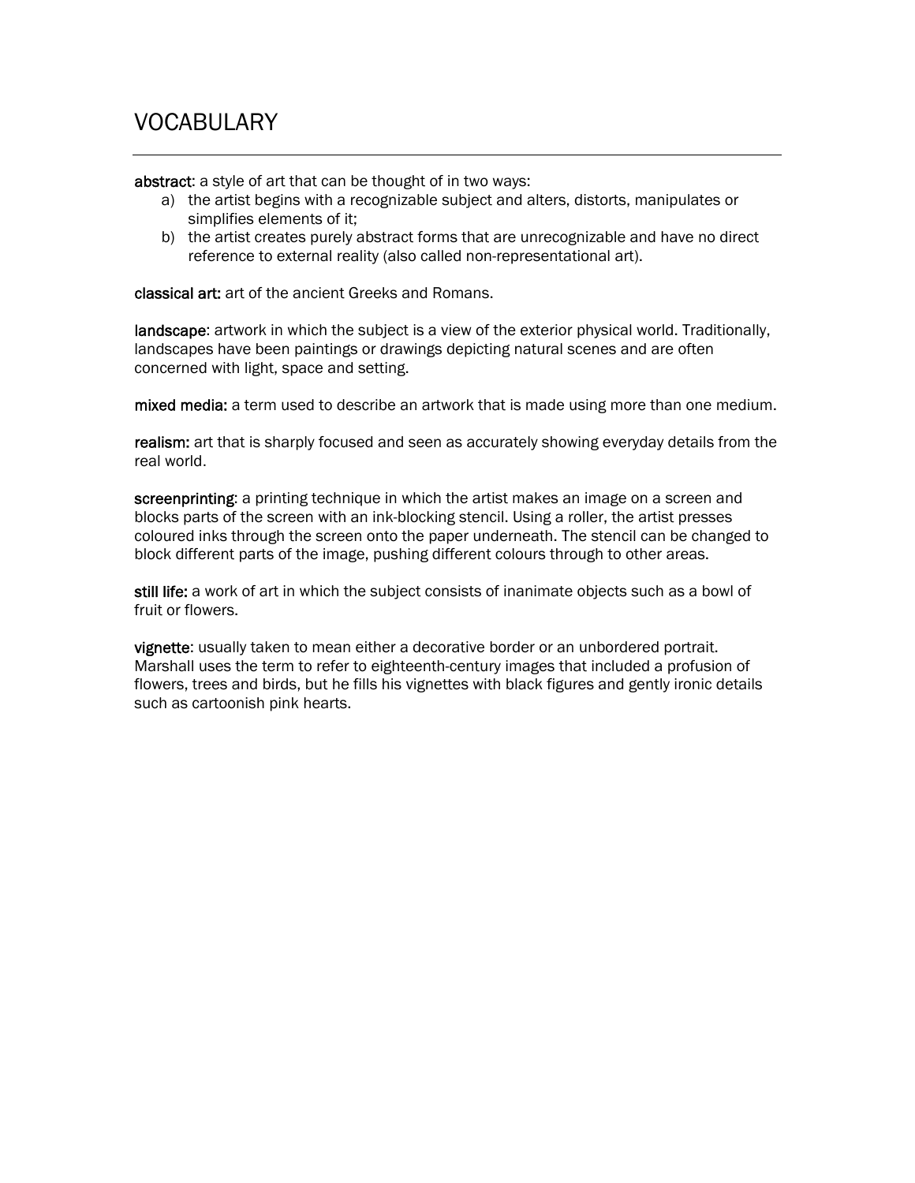# VOCABULARY

**abstract**: a style of art that can be thought of in two ways:

a) the artist begins with a recognizable subject and alters, distorts, manipulates or simplifies elements of it;
b) the artist creates purely abstract forms that are unrecognizable and have no direct reference to external reality (also called non-representational art).

**classical art:** art of the ancient Greeks and Romans.

**landscape**: artwork in which the subject is a view of the exterior physical world. Traditionally, landscapes have been paintings or drawings depicting natural scenes and are often concerned with light, space and setting.

**mixed media:** a term used to describe an artwork that is made using more than one medium.

**realism:** art that is sharply focused and seen as accurately showing everyday details from the real world.

**screenprinting**: a printing technique in which the artist makes an image on a screen and blocks parts of the screen with an ink-blocking stencil. Using a roller, the artist presses coloured inks through the screen onto the paper underneath. The stencil can be changed to block different parts of the image, pushing different colours through to other areas.

**still life:** a work of art in which the subject consists of inanimate objects such as a bowl of fruit or flowers.

**vignette**: usually taken to mean either a decorative border or an unbordered portrait. Marshall uses the term to refer to eighteenth-century images that included a profusion of flowers, trees and birds, but he fills his vignettes with black figures and gently ironic details such as cartoonish pink hearts.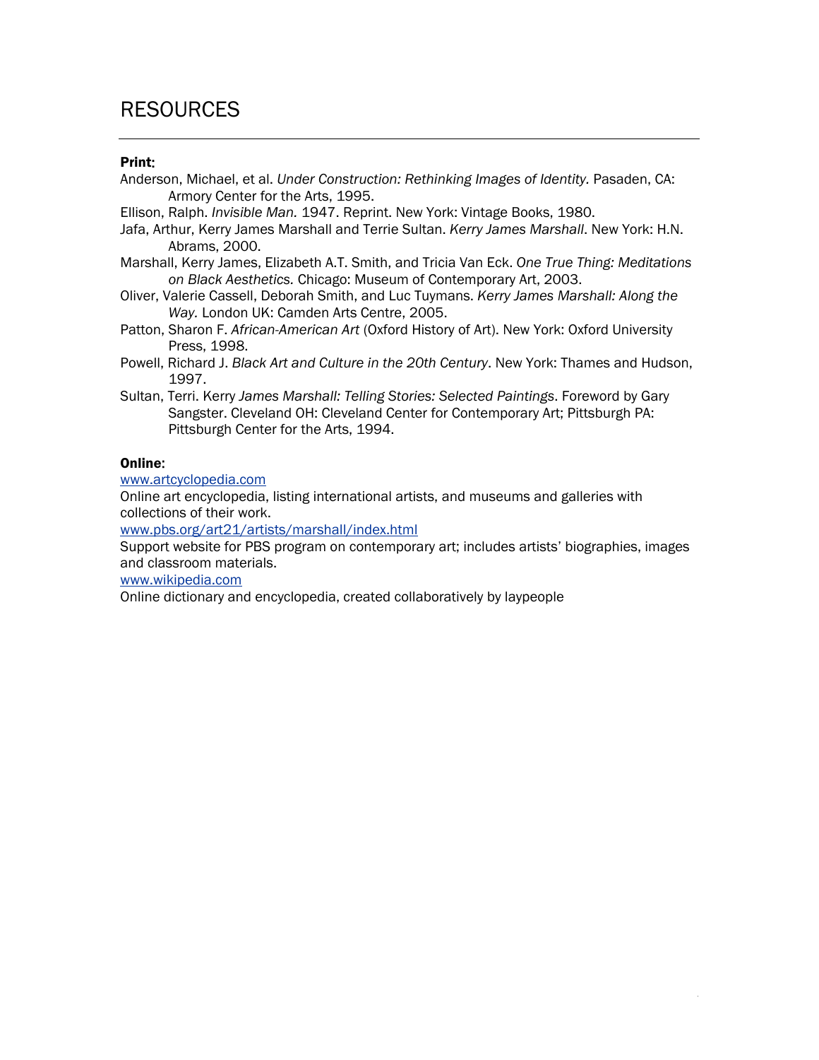# RESOURCES

**Print**:

Anderson, Michael, et al. *Under Construction: Rethinking Images of Identity.* Pasaden, CA: Armory Center for the Arts, 1995.

Ellison, Ralph. *Invisible Man.* 1947. Reprint. New York: Vintage Books, 1980.

Jafa, Arthur, Kerry James Marshall and Terrie Sultan. *Kerry James Marshall*. New York: H.N. Abrams, 2000.

Marshall, Kerry James, Elizabeth A.T. Smith, and Tricia Van Eck. *One True Thing: Meditations on Black Aesthetics.* Chicago: Museum of Contemporary Art, 2003.

Oliver, Valerie Cassell, Deborah Smith, and Luc Tuymans. *Kerry James Marshall: Along the Way.* London UK: Camden Arts Centre, 2005.

Patton, Sharon F. *African-American Art* (Oxford History of Art). New York: Oxford University Press, 1998.

Powell, Richard J. *Black Art and Culture in the 20th Century*. New York: Thames and Hudson, 1997.

Sultan, Terri. Kerry *James Marshall: Telling Stories: Selected Paintings*. Foreword by Gary Sangster. Cleveland OH: Cleveland Center for Contemporary Art; Pittsburgh PA: Pittsburgh Center for the Arts, 1994.

**Online**:

[www.artcyclopedia.com](http://www.artcyclopedia.com)

Online art encyclopedia, listing international artists, and museums and galleries with collections of their work.

[www.pbs.org/art21/artists/marshall/index.html](http://www.pbs.org/art21/artists/marshall/index.html)

Support website for PBS program on contemporary art; includes artists' biographies, images and classroom materials.

[www.wikipedia.com](http://www.wikipedia.com)

Online dictionary and encyclopedia, created collaboratively by laypeople